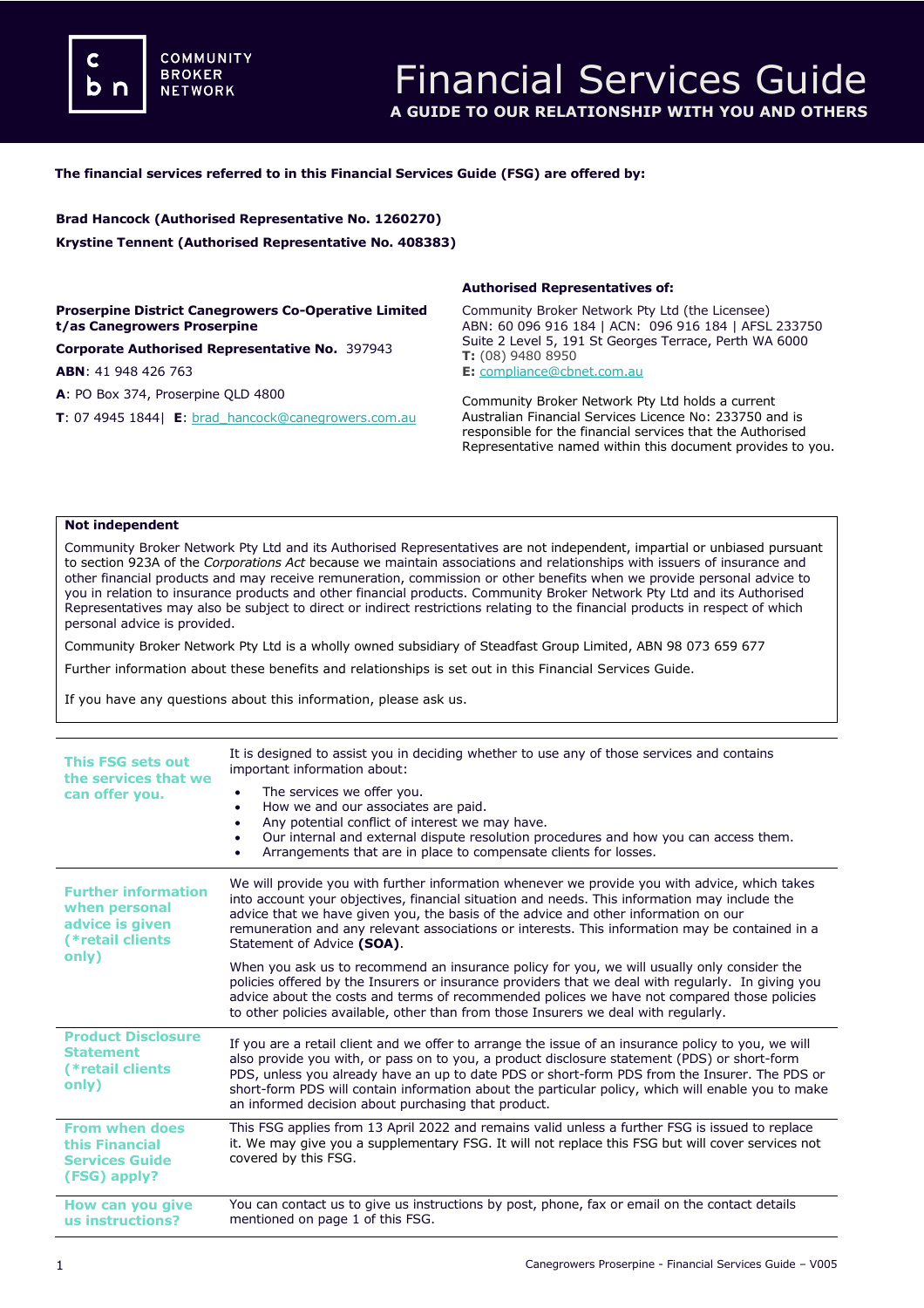COMMUNITY BROKER NETWORK

# Financial Services Guide

**A GUIDE TO OUR RELATIONSHIP WITH YOU AND OTHERS**

**The financial services referred to in this Financial Services Guide (FSG) are offered by:**

**Brad Hancock (Authorised Representative No. 1260270)**
**Krystine Tennent (Authorised Representative No. 408383)**

**Proserpine District Canegrowers Co-Operative Limited t/as Canegrowers Proserpine**

**Corporate Authorised Representative No.** 397943

**ABN**: 41 948 426 763

**A**: PO Box 374, Proserpine QLD 4800

**T**: 07 4945 1844| **E**: brad_hancock@canegrowers.com.au

**Authorised Representatives of:**

Community Broker Network Pty Ltd (the Licensee)
ABN: 60 096 916 184 | ACN: 096 916 184 | AFSL 233750
Suite 2 Level 5, 191 St Georges Terrace, Perth WA 6000
**T:** (08) 9480 8950
**E:** compliance@cbnet.com.au

Community Broker Network Pty Ltd holds a current Australian Financial Services Licence No: 233750 and is responsible for the financial services that the Authorised Representative named within this document provides to you.

**Not independent**

Community Broker Network Pty Ltd and its Authorised Representatives are not independent, impartial or unbiased pursuant to section 923A of the *Corporations Act* because we maintain associations and relationships with issuers of insurance and other financial products and may receive remuneration, commission or other benefits when we provide personal advice to you in relation to insurance products and other financial products. Community Broker Network Pty Ltd and its Authorised Representatives may also be subject to direct or indirect restrictions relating to the financial products in respect of which personal advice is provided.

Community Broker Network Pty Ltd is a wholly owned subsidiary of Steadfast Group Limited, ABN 98 073 659 677

Further information about these benefits and relationships is set out in this Financial Services Guide.

If you have any questions about this information, please ask us.

### This FSG sets out the services that we can offer you.

It is designed to assist you in deciding whether to use any of those services and contains important information about:

- The services we offer you.
- How we and our associates are paid.
- Any potential conflict of interest we may have.
- Our internal and external dispute resolution procedures and how you can access them.
- Arrangements that are in place to compensate clients for losses.

### Further information when personal advice is given (*retail clients only)

We will provide you with further information whenever we provide you with advice, which takes into account your objectives, financial situation and needs. This information may include the advice that we have given you, the basis of the advice and other information on our remuneration and any relevant associations or interests. This information may be contained in a Statement of Advice **(SOA)**.

When you ask us to recommend an insurance policy for you, we will usually only consider the policies offered by the Insurers or insurance providers that we deal with regularly. In giving you advice about the costs and terms of recommended polices we have not compared those policies to other policies available, other than from those Insurers we deal with regularly.

### Product Disclosure Statement (*retail clients only)

If you are a retail client and we offer to arrange the issue of an insurance policy to you, we will also provide you with, or pass on to you, a product disclosure statement (PDS) or short-form PDS, unless you already have an up to date PDS or short-form PDS from the Insurer. The PDS or short-form PDS will contain information about the particular policy, which will enable you to make an informed decision about purchasing that product.

### From when does this Financial Services Guide (FSG) apply?

This FSG applies from 13 April 2022 and remains valid unless a further FSG is issued to replace it. We may give you a supplementary FSG. It will not replace this FSG but will cover services not covered by this FSG.

### How can you give us instructions?

You can contact us to give us instructions by post, phone, fax or email on the contact details mentioned on page 1 of this FSG.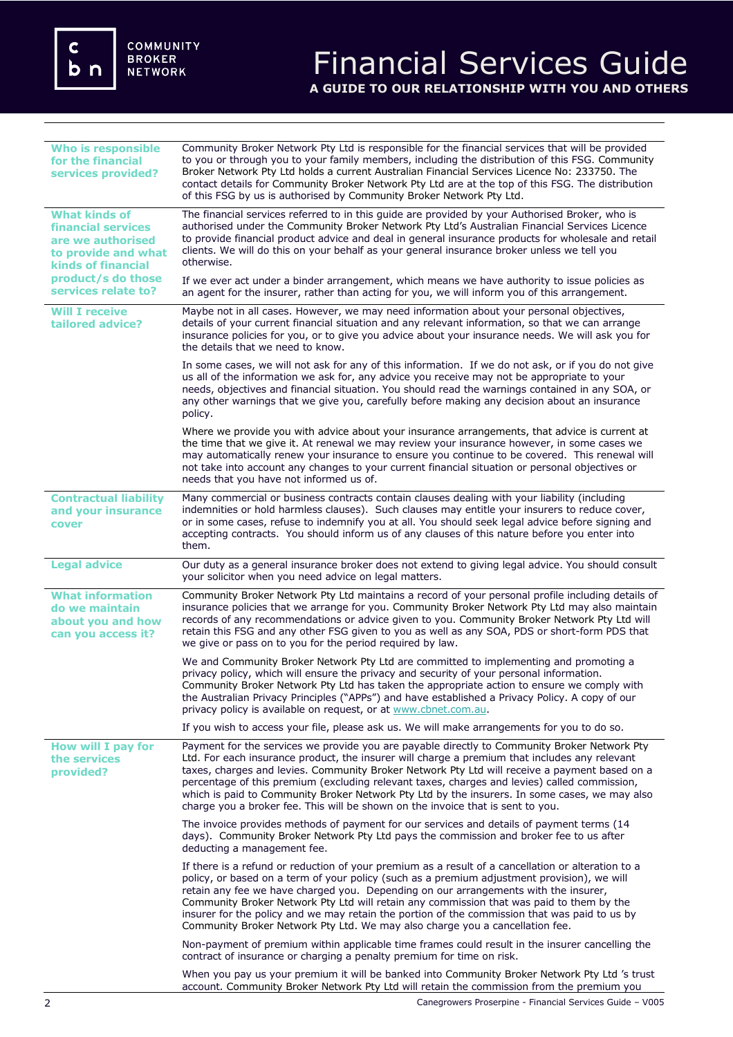# Financial Services Guide

**A GUIDE TO OUR RELATIONSHIP WITH YOU AND OTHERS**

### Who is responsible for the financial services provided?

Community Broker Network Pty Ltd is responsible for the financial services that will be provided to you or through you to your family members, including the distribution of this FSG. Community Broker Network Pty Ltd holds a current Australian Financial Services Licence No: 233750. The contact details for Community Broker Network Pty Ltd are at the top of this FSG. The distribution of this FSG by us is authorised by Community Broker Network Pty Ltd.

### What kinds of financial services are we authorised to provide and what kinds of financial product/s do those services relate to?

The financial services referred to in this guide are provided by your Authorised Broker, who is authorised under the Community Broker Network Pty Ltd's Australian Financial Services Licence to provide financial product advice and deal in general insurance products for wholesale and retail clients. We will do this on your behalf as your general insurance broker unless we tell you otherwise.

If we ever act under a binder arrangement, which means we have authority to issue policies as an agent for the insurer, rather than acting for you, we will inform you of this arrangement.

### Will I receive tailored advice?

Maybe not in all cases. However, we may need information about your personal objectives, details of your current financial situation and any relevant information, so that we can arrange insurance policies for you, or to give you advice about your insurance needs. We will ask you for the details that we need to know.

In some cases, we will not ask for any of this information. If we do not ask, or if you do not give us all of the information we ask for, any advice you receive may not be appropriate to your needs, objectives and financial situation. You should read the warnings contained in any SOA, or any other warnings that we give you, carefully before making any decision about an insurance policy.

Where we provide you with advice about your insurance arrangements, that advice is current at the time that we give it. At renewal we may review your insurance however, in some cases we may automatically renew your insurance to ensure you continue to be covered. This renewal will not take into account any changes to your current financial situation or personal objectives or needs that you have not informed us of.

### Contractual liability and your insurance cover

Many commercial or business contracts contain clauses dealing with your liability (including indemnities or hold harmless clauses). Such clauses may entitle your insurers to reduce cover, or in some cases, refuse to indemnify you at all. You should seek legal advice before signing and accepting contracts. You should inform us of any clauses of this nature before you enter into them.

### Legal advice

Our duty as a general insurance broker does not extend to giving legal advice. You should consult your solicitor when you need advice on legal matters.

### What information do we maintain about you and how can you access it?

Community Broker Network Pty Ltd maintains a record of your personal profile including details of insurance policies that we arrange for you. Community Broker Network Pty Ltd may also maintain records of any recommendations or advice given to you. Community Broker Network Pty Ltd will retain this FSG and any other FSG given to you as well as any SOA, PDS or short-form PDS that we give or pass on to you for the period required by law.

We and Community Broker Network Pty Ltd are committed to implementing and promoting a privacy policy, which will ensure the privacy and security of your personal information. Community Broker Network Pty Ltd has taken the appropriate action to ensure we comply with the Australian Privacy Principles ("APPs") and have established a Privacy Policy. A copy of our privacy policy is available on request, or at www.cbnet.com.au.

If you wish to access your file, please ask us. We will make arrangements for you to do so.

### How will I pay for the services provided?

Payment for the services we provide you are payable directly to Community Broker Network Pty Ltd. For each insurance product, the insurer will charge a premium that includes any relevant taxes, charges and levies. Community Broker Network Pty Ltd will receive a payment based on a percentage of this premium (excluding relevant taxes, charges and levies) called commission, which is paid to Community Broker Network Pty Ltd by the insurers. In some cases, we may also charge you a broker fee. This will be shown on the invoice that is sent to you.

The invoice provides methods of payment for our services and details of payment terms (14 days). Community Broker Network Pty Ltd pays the commission and broker fee to us after deducting a management fee.

If there is a refund or reduction of your premium as a result of a cancellation or alteration to a policy, or based on a term of your policy (such as a premium adjustment provision), we will retain any fee we have charged you. Depending on our arrangements with the insurer, Community Broker Network Pty Ltd will retain any commission that was paid to them by the insurer for the policy and we may retain the portion of the commission that was paid to us by Community Broker Network Pty Ltd. We may also charge you a cancellation fee.

Non-payment of premium within applicable time frames could result in the insurer cancelling the contract of insurance or charging a penalty premium for time on risk.

When you pay us your premium it will be banked into Community Broker Network Pty Ltd 's trust account. Community Broker Network Pty Ltd will retain the commission from the premium you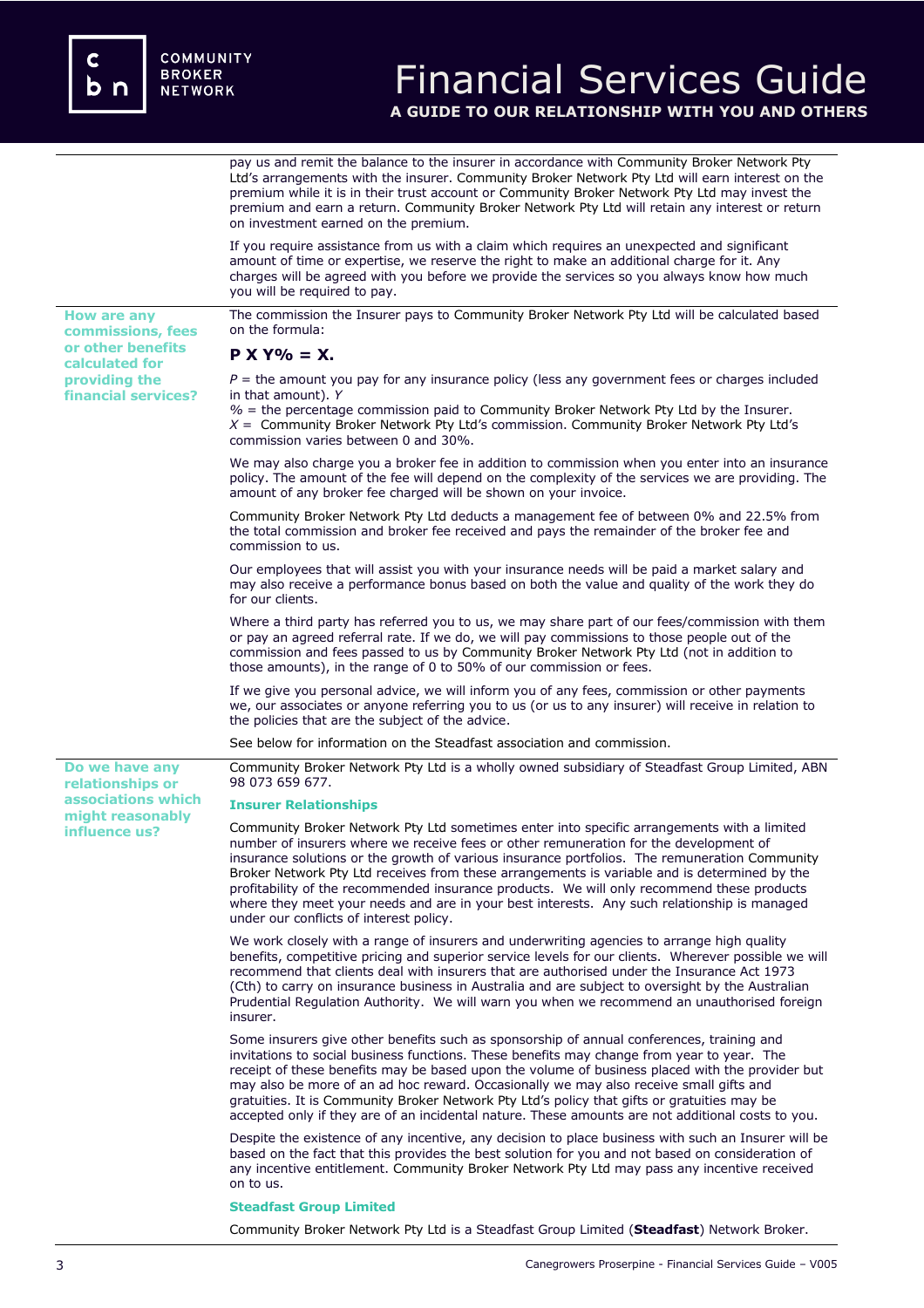pay us and remit the balance to the insurer in accordance with Community Broker Network Pty Ltd's arrangements with the insurer. Community Broker Network Pty Ltd will earn interest on the premium while it is in their trust account or Community Broker Network Pty Ltd may invest the premium and earn a return. Community Broker Network Pty Ltd will retain any interest or return on investment earned on the premium.

If you require assistance from us with a claim which requires an unexpected and significant amount of time or expertise, we reserve the right to make an additional charge for it. Any charges will be agreed with you before we provide the services so you always know how much you will be required to pay.

### How are any commissions, fees or other benefits calculated for providing the financial services?

The commission the Insurer pays to Community Broker Network Pty Ltd will be calculated based on the formula:

**P X Y% = X.**

*P* = the amount you pay for any insurance policy (less any government fees or charges included in that amount). *Y*
% = the percentage commission paid to Community Broker Network Pty Ltd by the Insurer.
*X* = Community Broker Network Pty Ltd's commission. Community Broker Network Pty Ltd's commission varies between 0 and 30%.

We may also charge you a broker fee in addition to commission when you enter into an insurance policy. The amount of the fee will depend on the complexity of the services we are providing. The amount of any broker fee charged will be shown on your invoice.

Community Broker Network Pty Ltd deducts a management fee of between 0% and 22.5% from the total commission and broker fee received and pays the remainder of the broker fee and commission to us.

Our employees that will assist you with your insurance needs will be paid a market salary and may also receive a performance bonus based on both the value and quality of the work they do for our clients.

Where a third party has referred you to us, we may share part of our fees/commission with them or pay an agreed referral rate. If we do, we will pay commissions to those people out of the commission and fees passed to us by Community Broker Network Pty Ltd (not in addition to those amounts), in the range of 0 to 50% of our commission or fees.

If we give you personal advice, we will inform you of any fees, commission or other payments we, our associates or anyone referring you to us (or us to any insurer) will receive in relation to the policies that are the subject of the advice.

See below for information on the Steadfast association and commission.

### Do we have any relationships or associations which might reasonably influence us?

Community Broker Network Pty Ltd is a wholly owned subsidiary of Steadfast Group Limited, ABN 98 073 659 677.

**Insurer Relationships**

Community Broker Network Pty Ltd sometimes enter into specific arrangements with a limited number of insurers where we receive fees or other remuneration for the development of insurance solutions or the growth of various insurance portfolios. The remuneration Community Broker Network Pty Ltd receives from these arrangements is variable and is determined by the profitability of the recommended insurance products. We will only recommend these products where they meet your needs and are in your best interests. Any such relationship is managed under our conflicts of interest policy.

We work closely with a range of insurers and underwriting agencies to arrange high quality benefits, competitive pricing and superior service levels for our clients. Wherever possible we will recommend that clients deal with insurers that are authorised under the Insurance Act 1973 (Cth) to carry on insurance business in Australia and are subject to oversight by the Australian Prudential Regulation Authority. We will warn you when we recommend an unauthorised foreign insurer.

Some insurers give other benefits such as sponsorship of annual conferences, training and invitations to social business functions. These benefits may change from year to year. The receipt of these benefits may be based upon the volume of business placed with the provider but may also be more of an ad hoc reward. Occasionally we may also receive small gifts and gratuities. It is Community Broker Network Pty Ltd's policy that gifts or gratuities may be accepted only if they are of an incidental nature. These amounts are not additional costs to you.

Despite the existence of any incentive, any decision to place business with such an Insurer will be based on the fact that this provides the best solution for you and not based on consideration of any incentive entitlement. Community Broker Network Pty Ltd may pass any incentive received on to us.

**Steadfast Group Limited**

Community Broker Network Pty Ltd is a Steadfast Group Limited (**Steadfast**) Network Broker.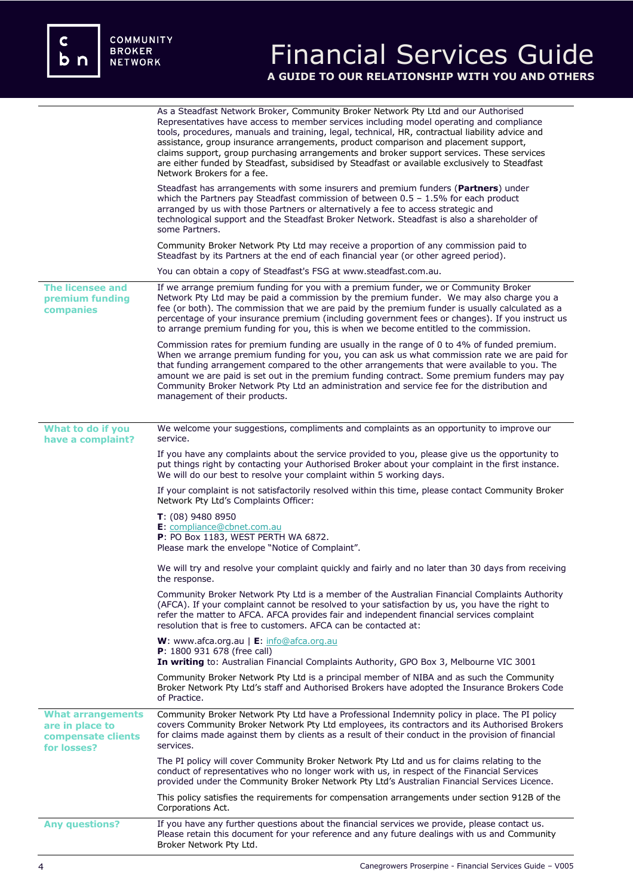As a Steadfast Network Broker, Community Broker Network Pty Ltd and our Authorised Representatives have access to member services including model operating and compliance tools, procedures, manuals and training, legal, technical, HR, contractual liability advice and assistance, group insurance arrangements, product comparison and placement support, claims support, group purchasing arrangements and broker support services. These services are either funded by Steadfast, subsidised by Steadfast or available exclusively to Steadfast Network Brokers for a fee.

Steadfast has arrangements with some insurers and premium funders (**Partners**) under which the Partners pay Steadfast commission of between 0.5 – 1.5% for each product arranged by us with those Partners or alternatively a fee to access strategic and technological support and the Steadfast Broker Network. Steadfast is also a shareholder of some Partners.

Community Broker Network Pty Ltd may receive a proportion of any commission paid to Steadfast by its Partners at the end of each financial year (or other agreed period).

You can obtain a copy of Steadfast's FSG at www.steadfast.com.au.

## The licensee and premium funding companies

If we arrange premium funding for you with a premium funder, we or Community Broker Network Pty Ltd may be paid a commission by the premium funder. We may also charge you a fee (or both). The commission that we are paid by the premium funder is usually calculated as a percentage of your insurance premium (including government fees or changes). If you instruct us to arrange premium funding for you, this is when we become entitled to the commission.

Commission rates for premium funding are usually in the range of 0 to 4% of funded premium. When we arrange premium funding for you, you can ask us what commission rate we are paid for that funding arrangement compared to the other arrangements that were available to you. The amount we are paid is set out in the premium funding contract. Some premium funders may pay Community Broker Network Pty Ltd an administration and service fee for the distribution and management of their products.

## What to do if you have a complaint?

We welcome your suggestions, compliments and complaints as an opportunity to improve our service.

If you have any complaints about the service provided to you, please give us the opportunity to put things right by contacting your Authorised Broker about your complaint in the first instance. We will do our best to resolve your complaint within 5 working days.

If your complaint is not satisfactorily resolved within this time, please contact Community Broker Network Pty Ltd's Complaints Officer:

**T**: (08) 9480 8950
**E**: compliance@cbnet.com.au
**P**: PO Box 1183, WEST PERTH WA 6872.
Please mark the envelope "Notice of Complaint".

We will try and resolve your complaint quickly and fairly and no later than 30 days from receiving the response.

Community Broker Network Pty Ltd is a member of the Australian Financial Complaints Authority (AFCA). If your complaint cannot be resolved to your satisfaction by us, you have the right to refer the matter to AFCA. AFCA provides fair and independent financial services complaint resolution that is free to customers. AFCA can be contacted at:

**W**: www.afca.org.au | **E**: info@afca.org.au
**P**: 1800 931 678 (free call)
**In writing** to: Australian Financial Complaints Authority, GPO Box 3, Melbourne VIC 3001

Community Broker Network Pty Ltd is a principal member of NIBA and as such the Community Broker Network Pty Ltd's staff and Authorised Brokers have adopted the Insurance Brokers Code of Practice.

## What arrangements are in place to compensate clients for losses?

Community Broker Network Pty Ltd have a Professional Indemnity policy in place. The PI policy covers Community Broker Network Pty Ltd employees, its contractors and its Authorised Brokers for claims made against them by clients as a result of their conduct in the provision of financial services.

The PI policy will cover Community Broker Network Pty Ltd and us for claims relating to the conduct of representatives who no longer work with us, in respect of the Financial Services provided under the Community Broker Network Pty Ltd's Australian Financial Services Licence.

This policy satisfies the requirements for compensation arrangements under section 912B of the Corporations Act.

## Any questions?

If you have any further questions about the financial services we provide, please contact us. Please retain this document for your reference and any future dealings with us and Community Broker Network Pty Ltd.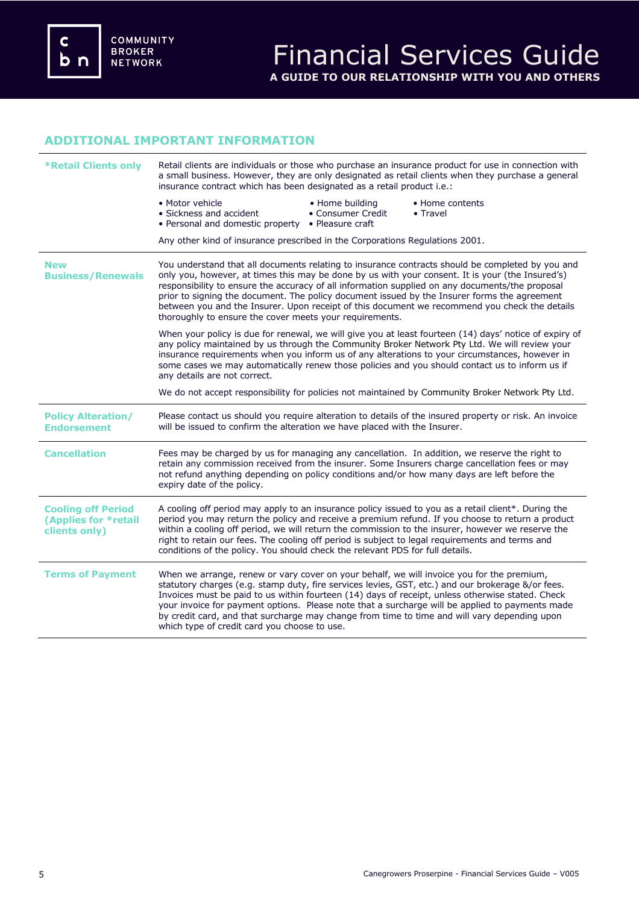## ADDITIONAL IMPORTANT INFORMATION

| | |
|---|---|
| **\*Retail Clients only** | Retail clients are individuals or those who purchase an insurance product for use in connection with a small business. However, they are only designated as retail clients when they purchase a general insurance contract which has been designated as a retail product i.e.:<br>• Motor vehicle • Home building • Home contents<br>• Sickness and accident • Consumer Credit • Travel<br>• Personal and domestic property • Pleasure craft<br>Any other kind of insurance prescribed in the Corporations Regulations 2001. |
| **New Business/Renewals** | You understand that all documents relating to insurance contracts should be completed by you and only you, however, at times this may be done by us with your consent. It is your (the Insured's) responsibility to ensure the accuracy of all information supplied on any documents/the proposal prior to signing the document. The policy document issued by the Insurer forms the agreement between you and the Insurer. Upon receipt of this document we recommend you check the details thoroughly to ensure the cover meets your requirements.<br>When your policy is due for renewal, we will give you at least fourteen (14) days' notice of expiry of any policy maintained by us through the Community Broker Network Pty Ltd. We will review your insurance requirements when you inform us of any alterations to your circumstances, however in some cases we may automatically renew those policies and you should contact us to inform us if any details are not correct.<br>We do not accept responsibility for policies not maintained by Community Broker Network Pty Ltd. |
| **Policy Alteration/ Endorsement** | Please contact us should you require alteration to details of the insured property or risk. An invoice will be issued to confirm the alteration we have placed with the Insurer. |
| **Cancellation** | Fees may be charged by us for managing any cancellation. In addition, we reserve the right to retain any commission received from the insurer. Some Insurers charge cancellation fees or may not refund anything depending on policy conditions and/or how many days are left before the expiry date of the policy. |
| **Cooling off Period (Applies for \*retail clients only)** | A cooling off period may apply to an insurance policy issued to you as a retail client\*. During the period you may return the policy and receive a premium refund. If you choose to return a product within a cooling off period, we will return the commission to the insurer, however we reserve the right to retain our fees. The cooling off period is subject to legal requirements and terms and conditions of the policy. You should check the relevant PDS for full details. |
| **Terms of Payment** | When we arrange, renew or vary cover on your behalf, we will invoice you for the premium, statutory charges (e.g. stamp duty, fire services levies, GST, etc.) and our brokerage &/or fees. Invoices must be paid to us within fourteen (14) days of receipt, unless otherwise stated. Check your invoice for payment options. Please note that a surcharge will be applied to payments made by credit card, and that surcharge may change from time to time and will vary depending upon which type of credit card you choose to use. |